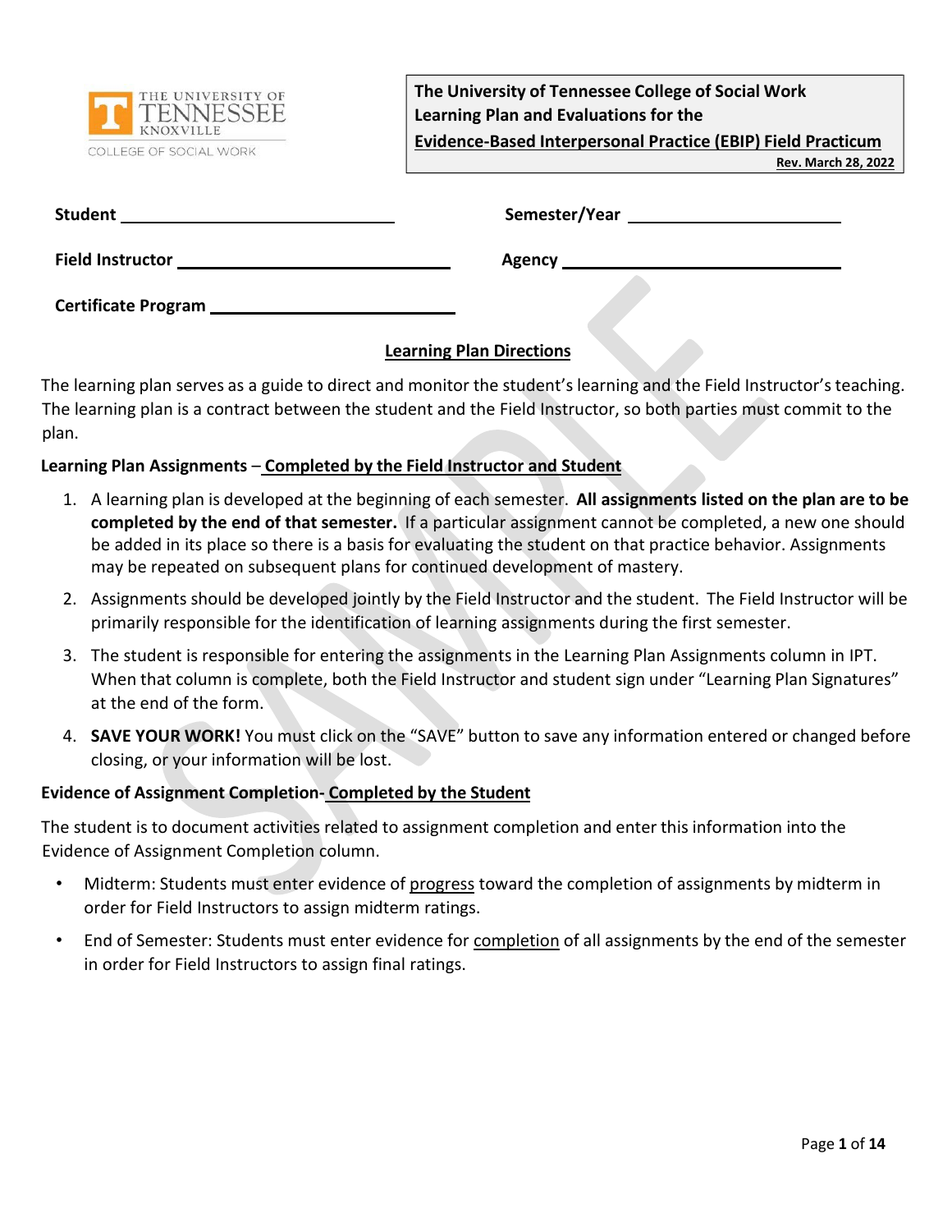**The University of Tennessee College of Social Work**
**Learning Plan and Evaluations for the**
**Evidence-Based Interpersonal Practice (EBIP) Field Practicum**
**Rev. March 28, 2022**

**Student** ____________________ **Semester/Year** ____________________

**Field Instructor** ____________________ **Agency** ____________________

**Certificate Program** ____________________

## Learning Plan Directions

The learning plan serves as a guide to direct and monitor the student's learning and the Field Instructor's teaching. The learning plan is a contract between the student and the Field Instructor, so both parties must commit to the plan.

**Learning Plan Assignments** – **Completed by the Field Instructor and Student**

1. A learning plan is developed at the beginning of each semester. **All assignments listed on the plan are to be completed by the end of that semester.** If a particular assignment cannot be completed, a new one should be added in its place so there is a basis for evaluating the student on that practice behavior. Assignments may be repeated on subsequent plans for continued development of mastery.
2. Assignments should be developed jointly by the Field Instructor and the student. The Field Instructor will be primarily responsible for the identification of learning assignments during the first semester.
3. The student is responsible for entering the assignments in the Learning Plan Assignments column in IPT. When that column is complete, both the Field Instructor and student sign under "Learning Plan Signatures" at the end of the form.
4. **SAVE YOUR WORK!** You must click on the "SAVE" button to save any information entered or changed before closing, or your information will be lost.

**Evidence of Assignment Completion- Completed by the Student**

The student is to document activities related to assignment completion and enter this information into the Evidence of Assignment Completion column.

- Midterm: Students must enter evidence of progress toward the completion of assignments by midterm in order for Field Instructors to assign midterm ratings.
- End of Semester: Students must enter evidence for completion of all assignments by the end of the semester in order for Field Instructors to assign final ratings.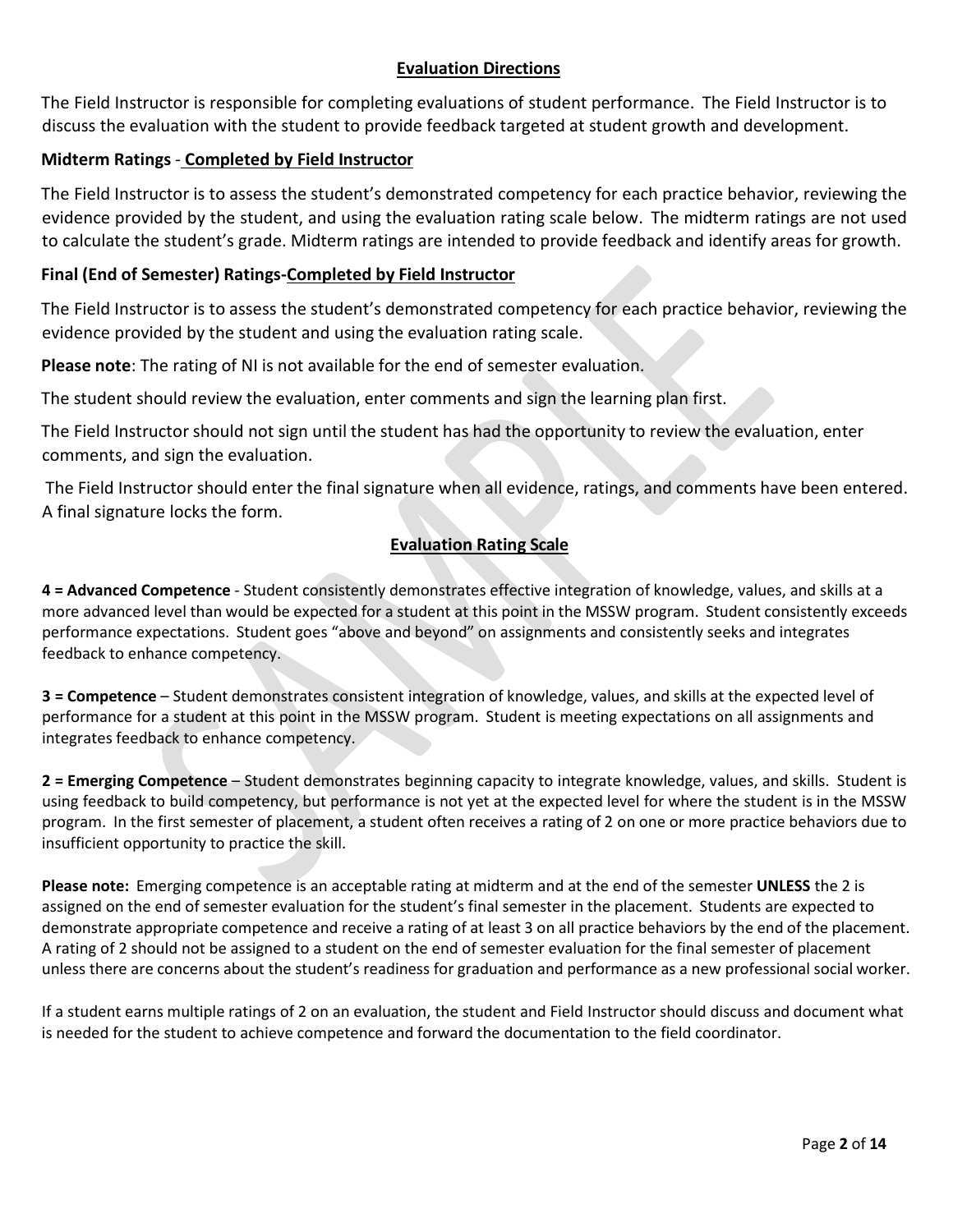## Evaluation Directions

The Field Instructor is responsible for completing evaluations of student performance. The Field Instructor is to discuss the evaluation with the student to provide feedback targeted at student growth and development.

### Midterm Ratings - Completed by Field Instructor

The Field Instructor is to assess the student's demonstrated competency for each practice behavior, reviewing the evidence provided by the student, and using the evaluation rating scale below. The midterm ratings are not used to calculate the student's grade. Midterm ratings are intended to provide feedback and identify areas for growth.

### Final (End of Semester) Ratings-Completed by Field Instructor

The Field Instructor is to assess the student's demonstrated competency for each practice behavior, reviewing the evidence provided by the student and using the evaluation rating scale.

**Please note**: The rating of NI is not available for the end of semester evaluation.

The student should review the evaluation, enter comments and sign the learning plan first.

The Field Instructor should not sign until the student has had the opportunity to review the evaluation, enter comments, and sign the evaluation.

The Field Instructor should enter the final signature when all evidence, ratings, and comments have been entered. A final signature locks the form.

## Evaluation Rating Scale

**4 = Advanced Competence** - Student consistently demonstrates effective integration of knowledge, values, and skills at a more advanced level than would be expected for a student at this point in the MSSW program. Student consistently exceeds performance expectations. Student goes "above and beyond" on assignments and consistently seeks and integrates feedback to enhance competency.

**3 = Competence** – Student demonstrates consistent integration of knowledge, values, and skills at the expected level of performance for a student at this point in the MSSW program. Student is meeting expectations on all assignments and integrates feedback to enhance competency.

**2 = Emerging Competence** – Student demonstrates beginning capacity to integrate knowledge, values, and skills. Student is using feedback to build competency, but performance is not yet at the expected level for where the student is in the MSSW program. In the first semester of placement, a student often receives a rating of 2 on one or more practice behaviors due to insufficient opportunity to practice the skill.

**Please note:** Emerging competence is an acceptable rating at midterm and at the end of the semester **UNLESS** the 2 is assigned on the end of semester evaluation for the student's final semester in the placement. Students are expected to demonstrate appropriate competence and receive a rating of at least 3 on all practice behaviors by the end of the placement. A rating of 2 should not be assigned to a student on the end of semester evaluation for the final semester of placement unless there are concerns about the student's readiness for graduation and performance as a new professional social worker.

If a student earns multiple ratings of 2 on an evaluation, the student and Field Instructor should discuss and document what is needed for the student to achieve competence and forward the documentation to the field coordinator.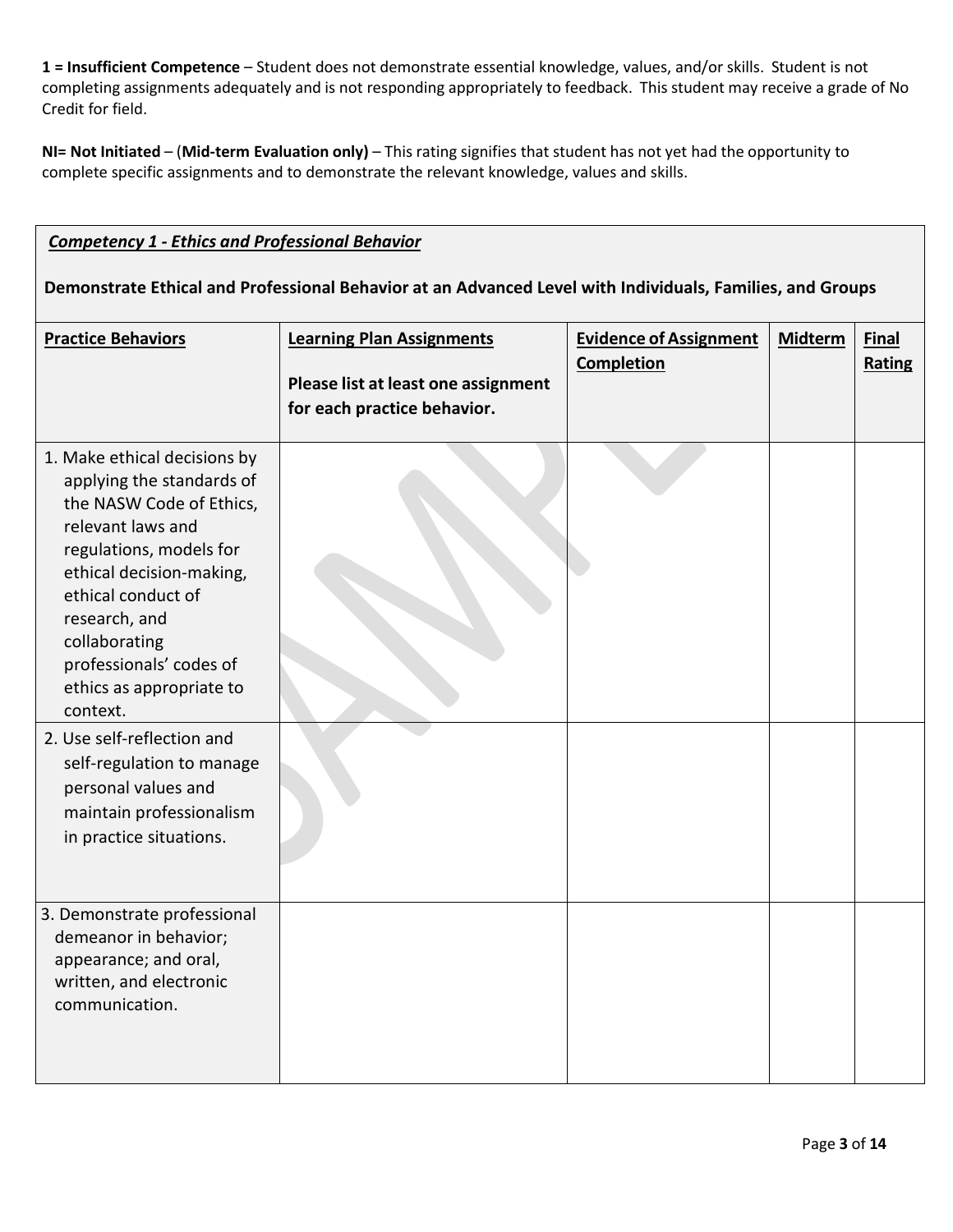**1 = Insufficient Competence** – Student does not demonstrate essential knowledge, values, and/or skills. Student is not completing assignments adequately and is not responding appropriately to feedback. This student may receive a grade of No Credit for field.

**NI= Not Initiated** – (**Mid-term Evaluation only)** – This rating signifies that student has not yet had the opportunity to complete specific assignments and to demonstrate the relevant knowledge, values and skills.

***Competency 1 - Ethics and Professional Behavior***

**Demonstrate Ethical and Professional Behavior at an Advanced Level with Individuals, Families, and Groups**

| **Practice Behaviors** | **Learning Plan Assignments**<br><br>**Please list at least one assignment for each practice behavior.** | **Evidence of Assignment Completion** | **Midterm** | **Final Rating** |
|---|---|---|---|---|
| 1. Make ethical decisions by applying the standards of the NASW Code of Ethics, relevant laws and regulations, models for ethical decision-making, ethical conduct of research, and collaborating professionals' codes of ethics as appropriate to context. | | | | |
| 2. Use self-reflection and self-regulation to manage personal values and maintain professionalism in practice situations. | | | | |
| 3. Demonstrate professional demeanor in behavior; appearance; and oral, written, and electronic communication. | | | | |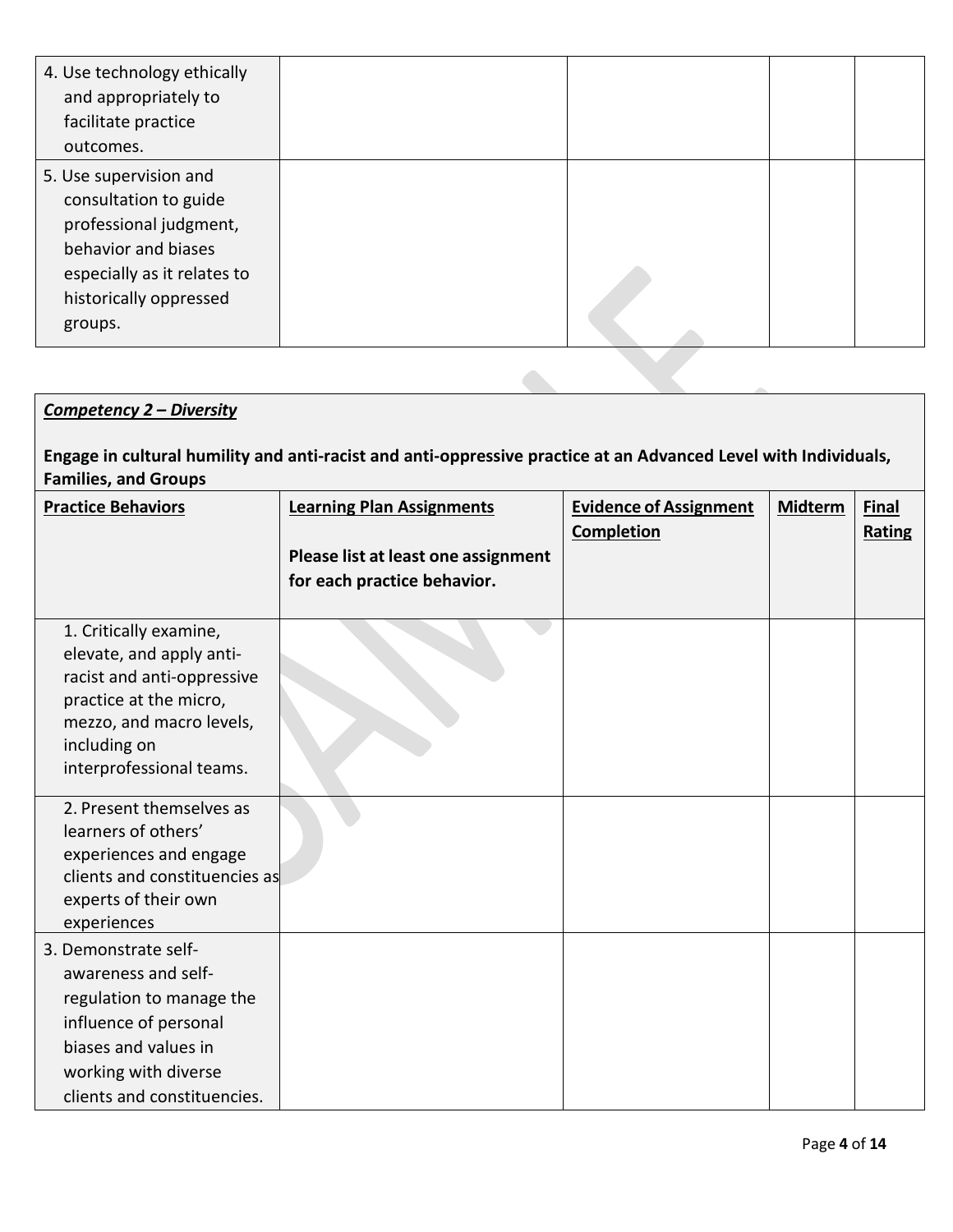| | | | | |
|---|---|---|---|---|
| 4. Use technology ethically and appropriately to facilitate practice outcomes. | | | | |
| 5. Use supervision and consultation to guide professional judgment, behavior and biases especially as it relates to historically oppressed groups. | | | | |

***Competency 2 – Diversity***

**Engage in cultural humility and anti-racist and anti-oppressive practice at an Advanced Level with Individuals, Families, and Groups**

| **Practice Behaviors** | **Learning Plan Assignments** **Please list at least one assignment for each practice behavior.** | **Evidence of Assignment Completion** | **Midterm** | **Final Rating** |
|---|---|---|---|---|
| 1. Critically examine, elevate, and apply anti-racist and anti-oppressive practice at the micro, mezzo, and macro levels, including on interprofessional teams. | | | | |
| 2. Present themselves as learners of others' experiences and engage clients and constituencies as experts of their own experiences | | | | |
| 3. Demonstrate self-awareness and self-regulation to manage the influence of personal biases and values in working with diverse clients and constituencies. | | | | |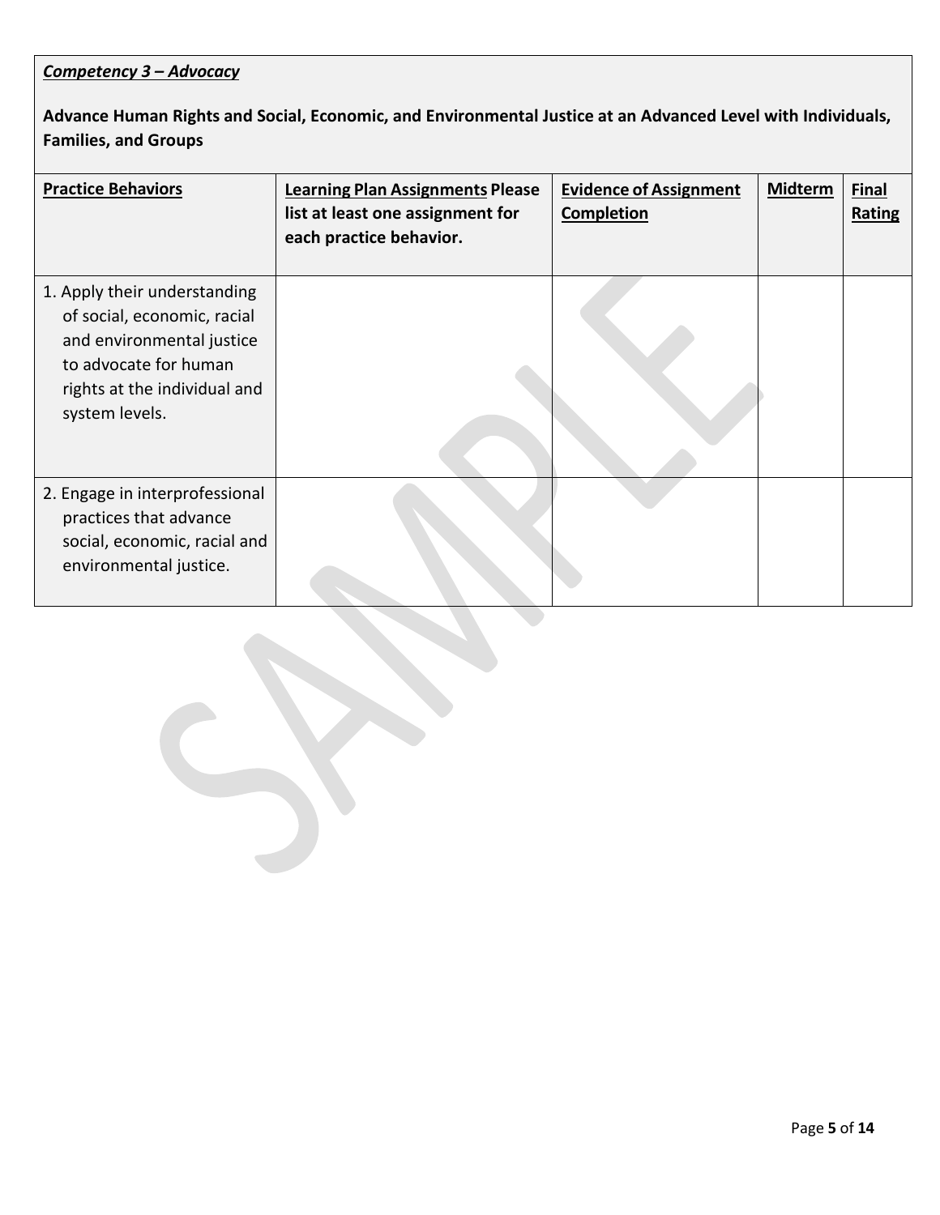***Competency 3 – Advocacy***

**Advance Human Rights and Social, Economic, and Environmental Justice at an Advanced Level with Individuals, Families, and Groups**

| **Practice Behaviors** | **Learning Plan Assignments Please list at least one assignment for each practice behavior.** | **Evidence of Assignment Completion** | **Midterm** | **Final Rating** |
|---|---|---|---|---|
| 1. Apply their understanding of social, economic, racial and environmental justice to advocate for human rights at the individual and system levels. | | | | |
| 2. Engage in interprofessional practices that advance social, economic, racial and environmental justice. | | | | |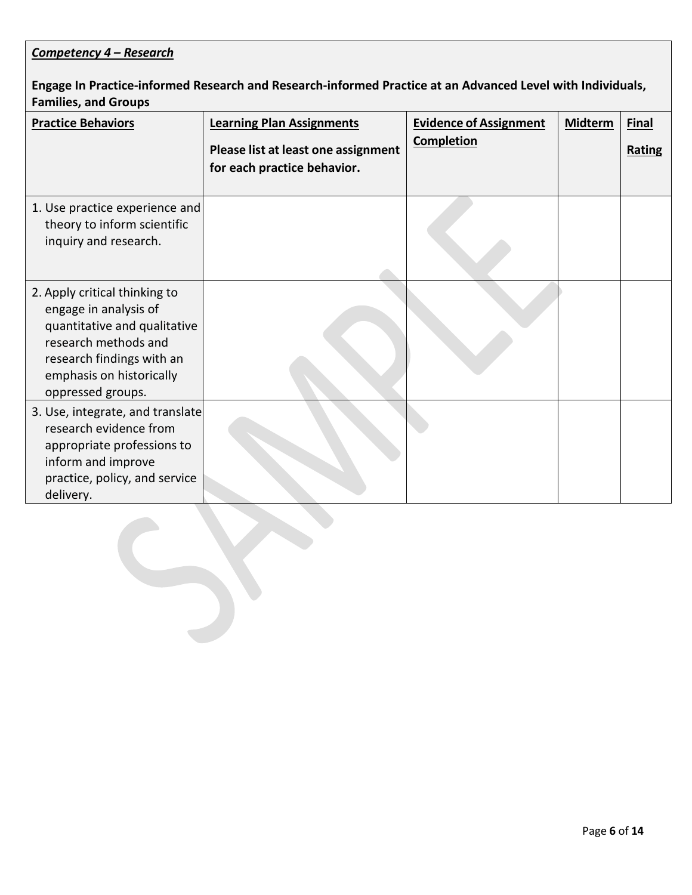***Competency 4 – Research***

**Engage In Practice-informed Research and Research-informed Practice at an Advanced Level with Individuals, Families, and Groups**

| Practice Behaviors | Learning Plan Assignments<br>**Please list at least one assignment for each practice behavior.** | Evidence of Assignment Completion | Midterm | Final Rating |
|---|---|---|---|---|
| 1. Use practice experience and theory to inform scientific inquiry and research. | | | | |
| 2. Apply critical thinking to engage in analysis of quantitative and qualitative research methods and research findings with an emphasis on historically oppressed groups. | | | | |
| 3. Use, integrate, and translate research evidence from appropriate professions to inform and improve practice, policy, and service delivery. | | | | |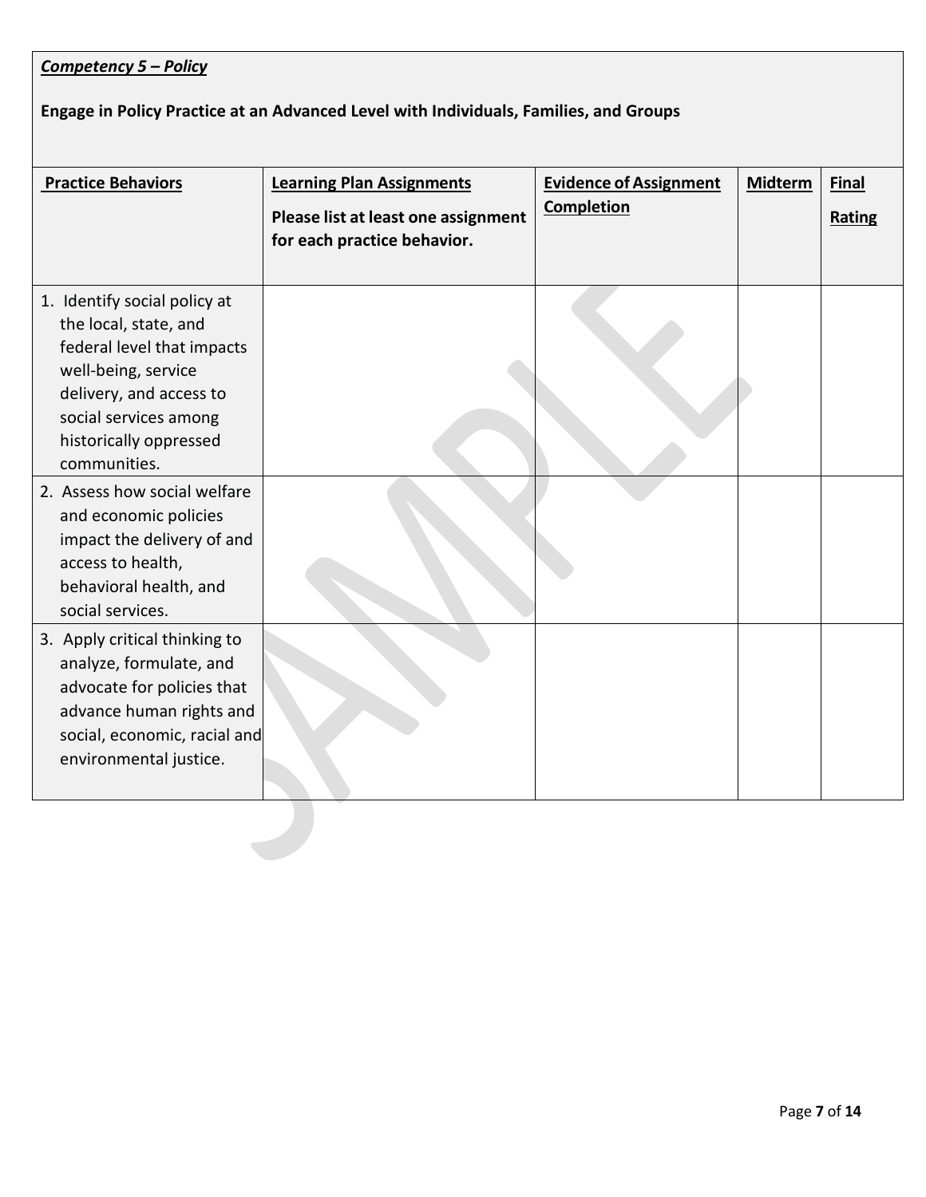***Competency 5 – Policy***

**Engage in Policy Practice at an Advanced Level with Individuals, Families, and Groups**

| Practice Behaviors | Learning Plan Assignments<br>**Please list at least one assignment for each practice behavior.** | Evidence of Assignment Completion | Midterm | Final Rating |
|---|---|---|---|---|
| 1. Identify social policy at the local, state, and federal level that impacts well-being, service delivery, and access to social services among historically oppressed communities. | | | | |
| 2. Assess how social welfare and economic policies impact the delivery of and access to health, behavioral health, and social services. | | | | |
| 3. Apply critical thinking to analyze, formulate, and advocate for policies that advance human rights and social, economic, racial and environmental justice. | | | | |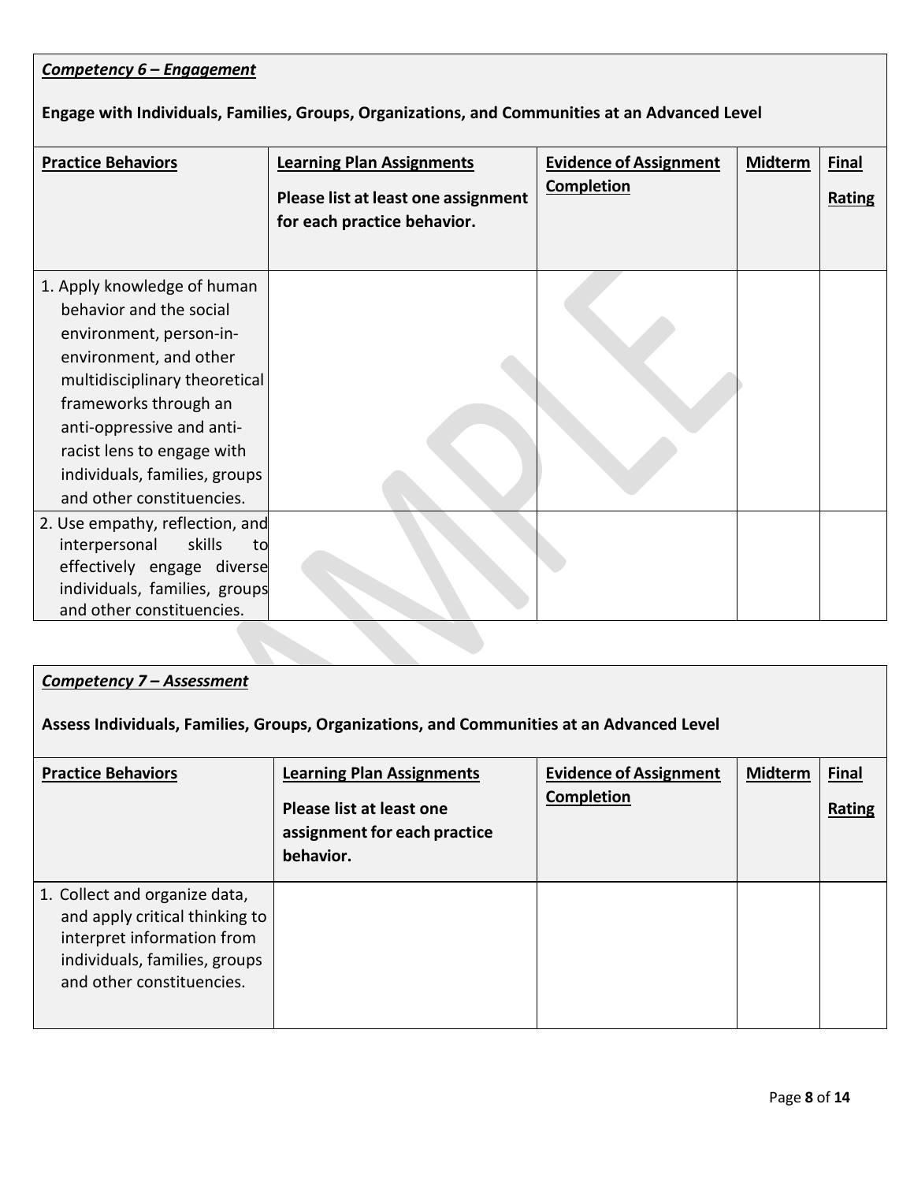***Competency 6 – Engagement***

**Engage with Individuals, Families, Groups, Organizations, and Communities at an Advanced Level**

| **Practice Behaviors** | **Learning Plan Assignments** Please list at least one assignment for each practice behavior. | **Evidence of Assignment Completion** | **Midterm** | **Final Rating** |
|---|---|---|---|---|
| 1. Apply knowledge of human behavior and the social environment, person-in-environment, and other multidisciplinary theoretical frameworks through an anti-oppressive and anti-racist lens to engage with individuals, families, groups and other constituencies. | | | | |
| 2. Use empathy, reflection, and interpersonal skills to effectively engage diverse individuals, families, groups and other constituencies. | | | | |

***Competency 7 – Assessment***

**Assess Individuals, Families, Groups, Organizations, and Communities at an Advanced Level**

| **Practice Behaviors** | **Learning Plan Assignments** Please list at least one assignment for each practice behavior. | **Evidence of Assignment Completion** | **Midterm** | **Final Rating** |
|---|---|---|---|---|
| 1. Collect and organize data, and apply critical thinking to interpret information from individuals, families, groups and other constituencies. | | | | |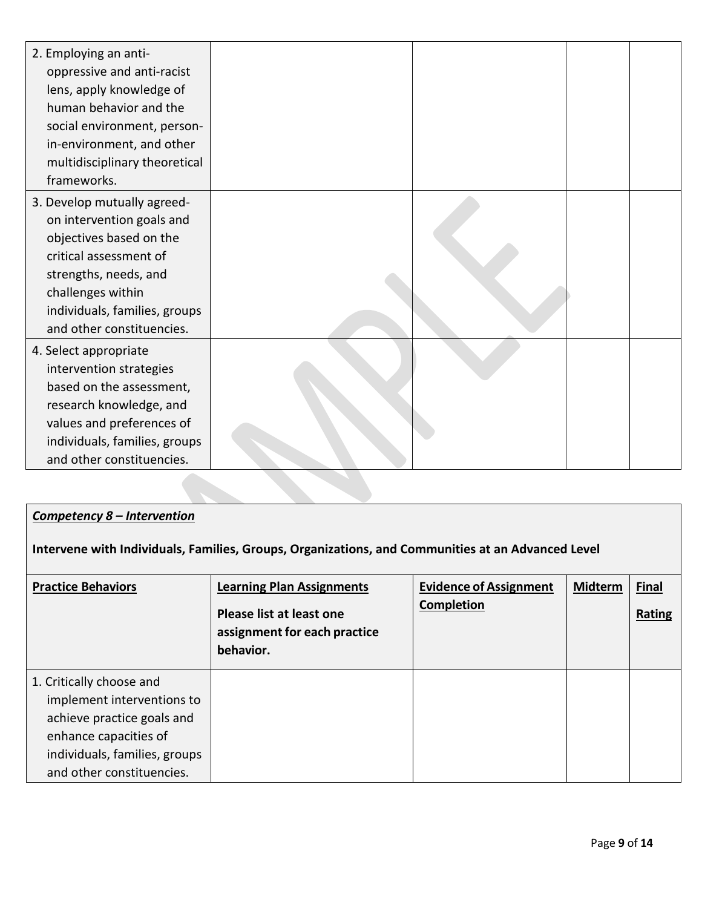| | | | | |
|---|---|---|---|---|
| 2. Employing an anti-oppressive and anti-racist lens, apply knowledge of human behavior and the social environment, person-in-environment, and other multidisciplinary theoretical frameworks. | | | | |
| 3. Develop mutually agreed-on intervention goals and objectives based on the critical assessment of strengths, needs, and challenges within individuals, families, groups and other constituencies. | | | | |
| 4. Select appropriate intervention strategies based on the assessment, research knowledge, and values and preferences of individuals, families, groups and other constituencies. | | | | |

***Competency 8 – Intervention***

**Intervene with Individuals, Families, Groups, Organizations, and Communities at an Advanced Level**

| **Practice Behaviors** | **Learning Plan Assignments** **Please list at least one assignment for each practice behavior.** | **Evidence of Assignment Completion** | **Midterm** | **Final Rating** |
|---|---|---|---|---|
| 1. Critically choose and implement interventions to achieve practice goals and enhance capacities of individuals, families, groups and other constituencies. | | | | |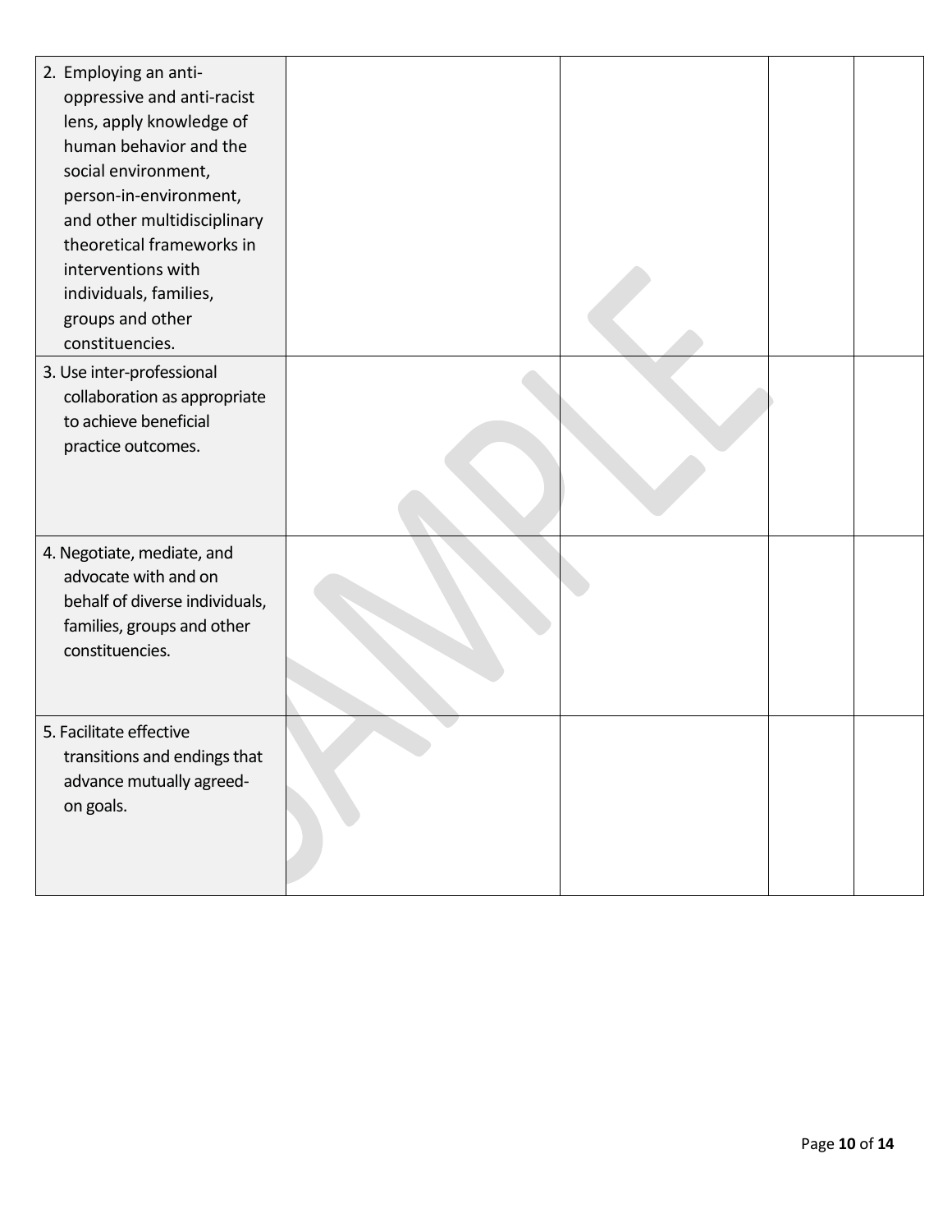| | | | | |
|---|---|---|---|---|
| 2. Employing an anti-oppressive and anti-racist lens, apply knowledge of human behavior and the social environment, person-in-environment, and other multidisciplinary theoretical frameworks in interventions with individuals, families, groups and other constituencies. | | | | |
| 3. Use inter-professional collaboration as appropriate to achieve beneficial practice outcomes. | | | | |
| 4. Negotiate, mediate, and advocate with and on behalf of diverse individuals, families, groups and other constituencies. | | | | |
| 5. Facilitate effective transitions and endings that advance mutually agreed-on goals. | | | | |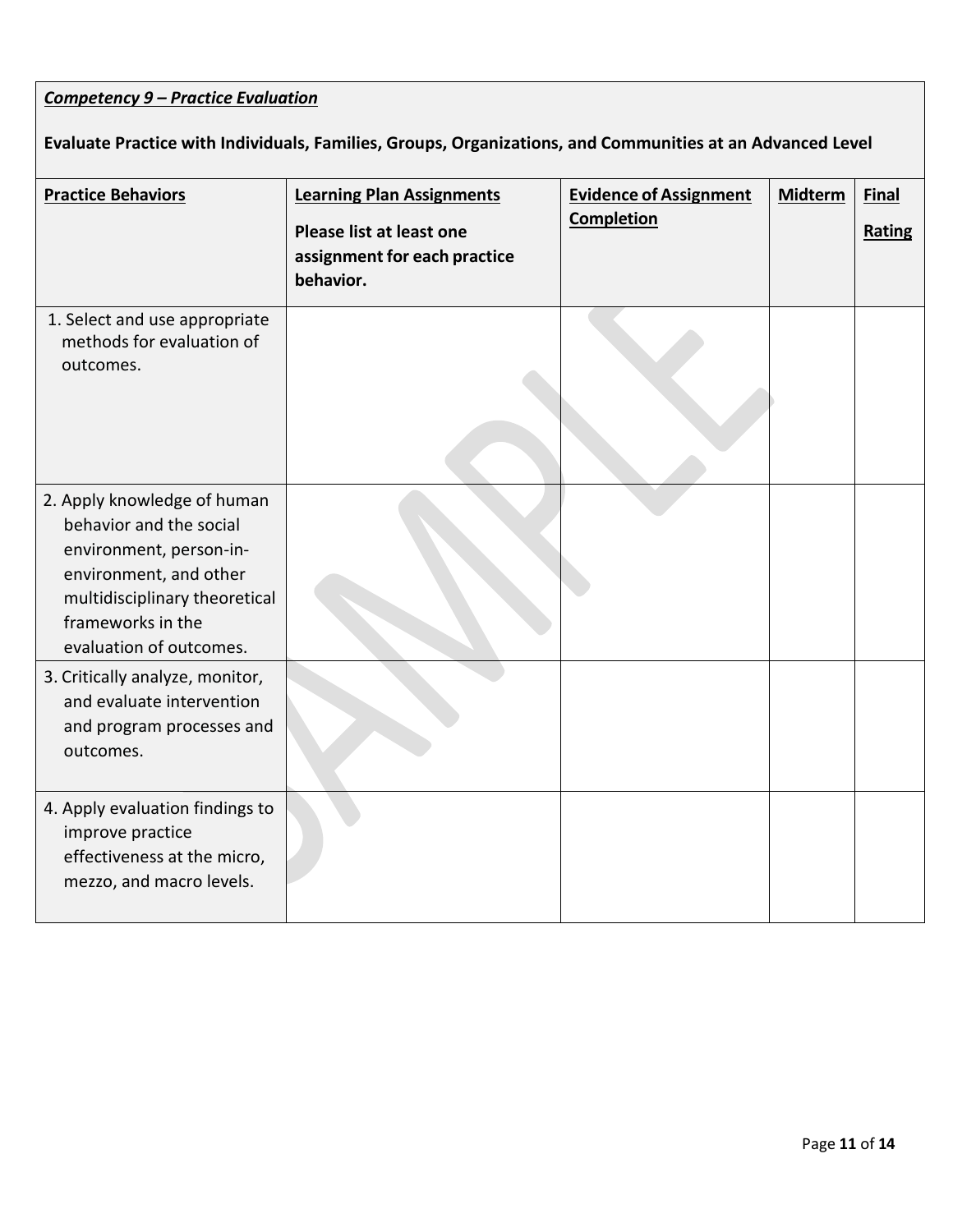***Competency 9 – Practice Evaluation***

**Evaluate Practice with Individuals, Families, Groups, Organizations, and Communities at an Advanced Level**

| **Practice Behaviors** | **Learning Plan Assignments** **Please list at least one assignment for each practice behavior.** | **Evidence of Assignment Completion** | **Midterm** | **Final Rating** |
|---|---|---|---|---|
| 1. Select and use appropriate methods for evaluation of outcomes. | | | | |
| 2. Apply knowledge of human behavior and the social environment, person-in-environment, and other multidisciplinary theoretical frameworks in the evaluation of outcomes. | | | | |
| 3. Critically analyze, monitor, and evaluate intervention and program processes and outcomes. | | | | |
| 4. Apply evaluation findings to improve practice effectiveness at the micro, mezzo, and macro levels. | | | | |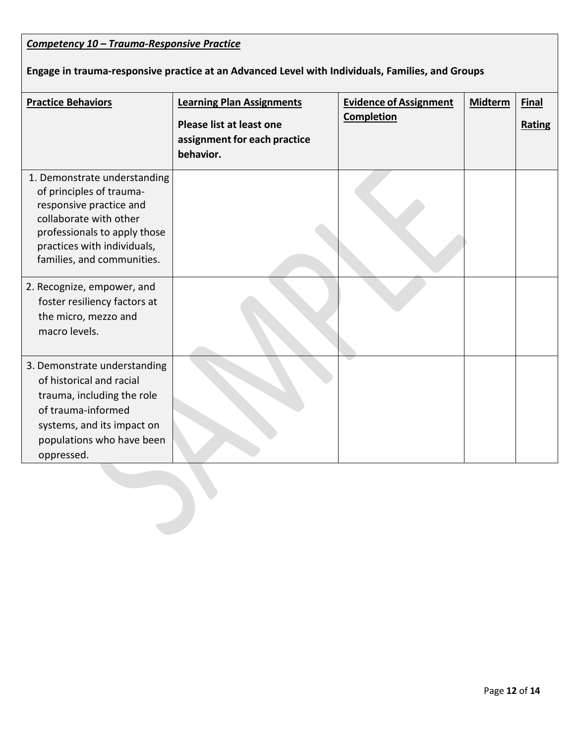***Competency 10 – Trauma-Responsive Practice***

**Engage in trauma-responsive practice at an Advanced Level with Individuals, Families, and Groups**

| **Practice Behaviors** | **Learning Plan Assignments** **Please list at least one assignment for each practice behavior.** | **Evidence of Assignment Completion** | **Midterm** | **Final Rating** |
|---|---|---|---|---|
| 1. Demonstrate understanding of principles of trauma-responsive practice and collaborate with other professionals to apply those practices with individuals, families, and communities. | | | | |
| 2. Recognize, empower, and foster resiliency factors at the micro, mezzo and macro levels. | | | | |
| 3. Demonstrate understanding of historical and racial trauma, including the role of trauma-informed systems, and its impact on populations who have been oppressed. | | | | |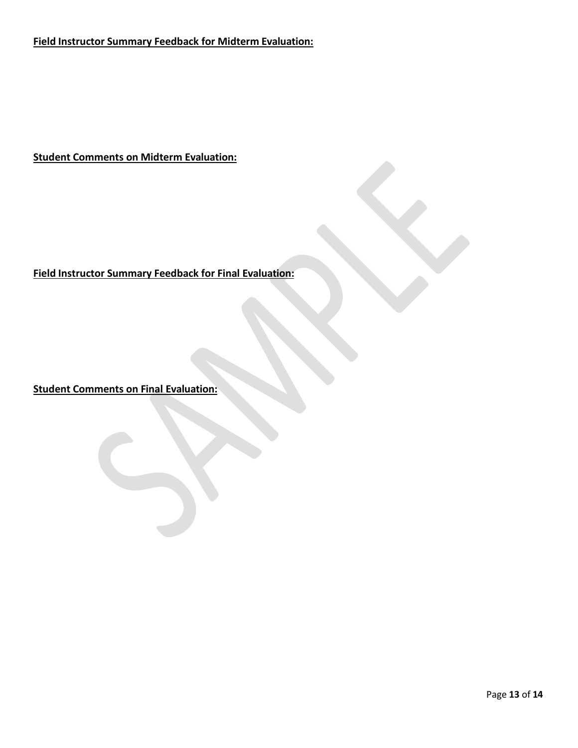**Field Instructor Summary Feedback for Midterm Evaluation:**

**Student Comments on Midterm Evaluation:**

**Field Instructor Summary Feedback for Final Evaluation:**

**Student Comments on Final Evaluation:**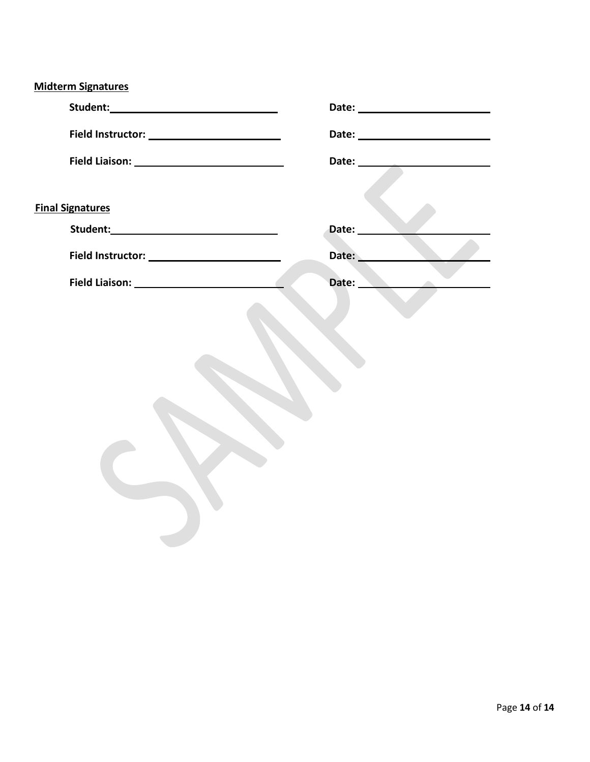**Midterm Signatures**

**Student:** ______________________________ **Date:** ______________________

**Field Instructor:** ______________________ **Date:** ______________________

**Field Liaison:** _________________________ **Date:** ______________________

**Final Signatures**

**Student:** ______________________________ **Date:** ______________________

**Field Instructor:** ______________________ **Date:** ______________________

**Field Liaison:** _________________________ **Date:** ______________________

SAMPLE